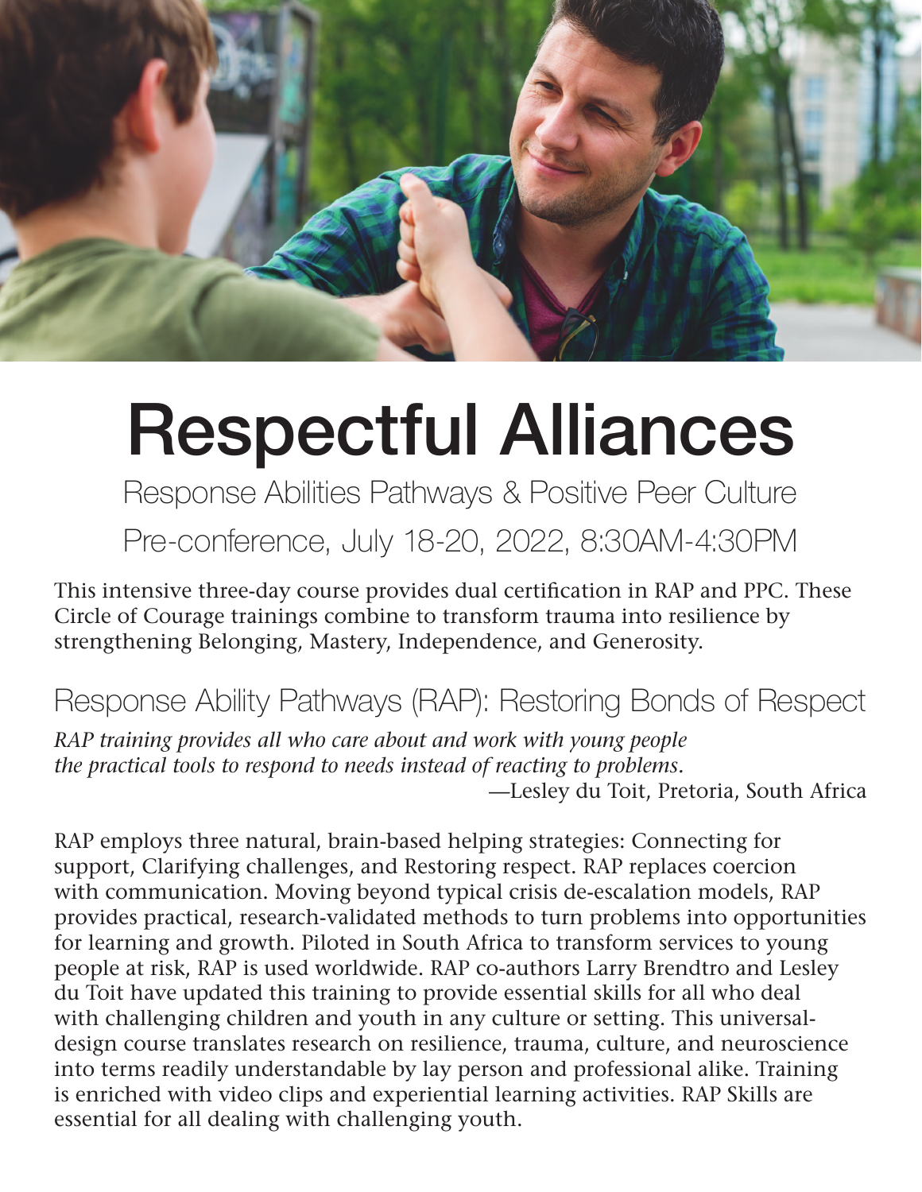# Respectful Alliances

Response Abilities Pathways & Positive Peer Culture

Pre-conference, July 18-20, 2022, 8:30AM-4:30PM

This intensive three-day course provides dual certification in RAP and PPC. These Circle of Courage trainings combine to transform trauma into resilience by strengthening Belonging, Mastery, Independence, and Generosity.

## Response Ability Pathways (RAP): Restoring Bonds of Respect

*RAP training provides all who care about and work with young people the practical tools to respond to needs instead of reacting to problems.*

—Lesley du Toit, Pretoria, South Africa

RAP employs three natural, brain-based helping strategies: Connecting for support, Clarifying challenges, and Restoring respect. RAP replaces coercion with communication. Moving beyond typical crisis de-escalation models, RAP provides practical, research-validated methods to turn problems into opportunities for learning and growth. Piloted in South Africa to transform services to young people at risk, RAP is used worldwide. RAP co-authors Larry Brendtro and Lesley du Toit have updated this training to provide essential skills for all who deal with challenging children and youth in any culture or setting. This universal-design course translates research on resilience, trauma, culture, and neuroscience into terms readily understandable by lay person and professional alike. Training is enriched with video clips and experiential learning activities. RAP Skills are essential for all dealing with challenging youth.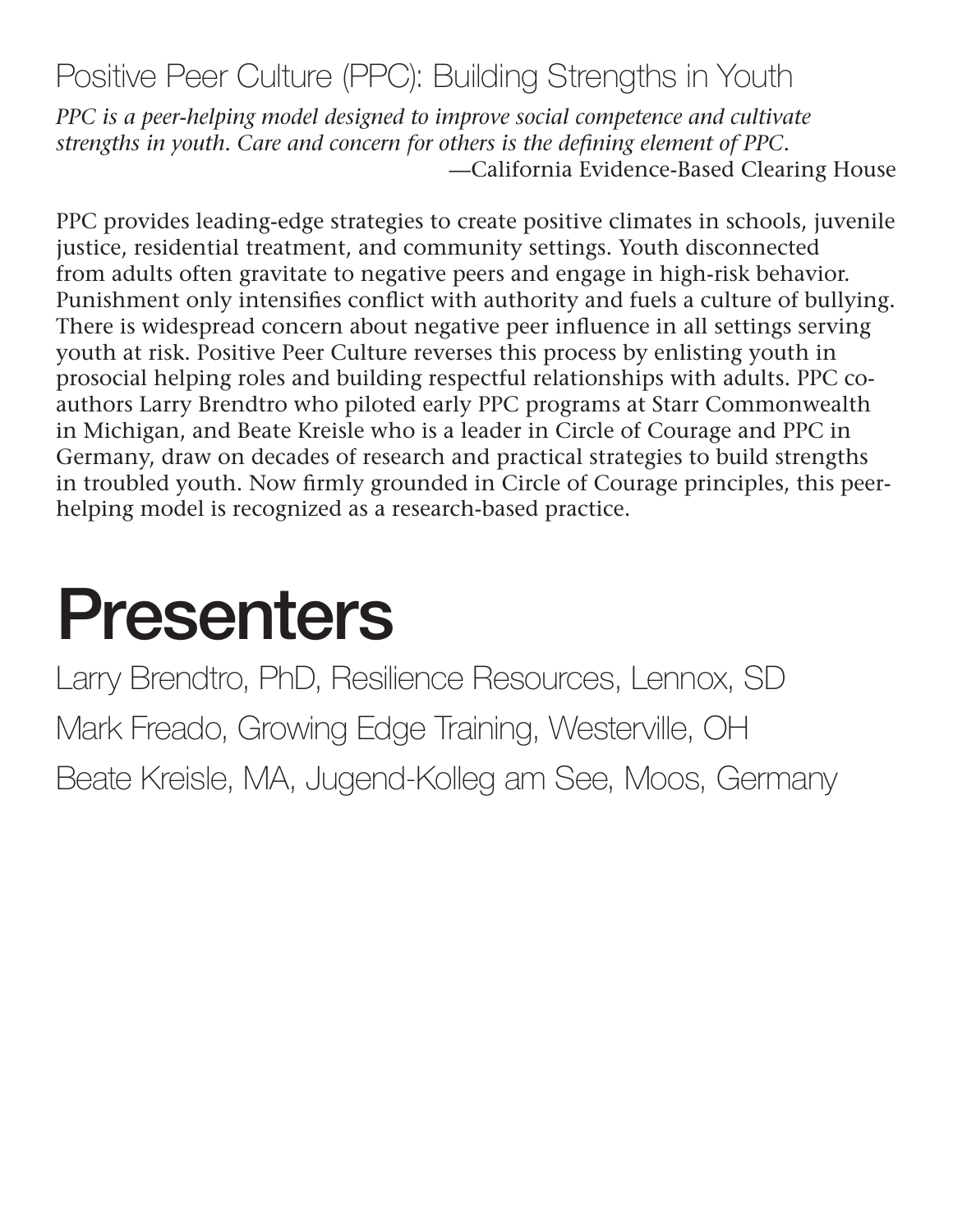## Positive Peer Culture (PPC): Building Strengths in Youth

*PPC is a peer-helping model designed to improve social competence and cultivate strengths in youth. Care and concern for others is the defining element of PPC.*

—California Evidence-Based Clearing House

PPC provides leading-edge strategies to create positive climates in schools, juvenile justice, residential treatment, and community settings. Youth disconnected from adults often gravitate to negative peers and engage in high-risk behavior. Punishment only intensifies conflict with authority and fuels a culture of bullying. There is widespread concern about negative peer influence in all settings serving youth at risk. Positive Peer Culture reverses this process by enlisting youth in prosocial helping roles and building respectful relationships with adults. PPC co-authors Larry Brendtro who piloted early PPC programs at Starr Commonwealth in Michigan, and Beate Kreisle who is a leader in Circle of Courage and PPC in Germany, draw on decades of research and practical strategies to build strengths in troubled youth. Now firmly grounded in Circle of Courage principles, this peer-helping model is recognized as a research-based practice.

# Presenters

Larry Brendtro, PhD, Resilience Resources, Lennox, SD

Mark Freado, Growing Edge Training, Westerville, OH

Beate Kreisle, MA, Jugend-Kolleg am See, Moos, Germany